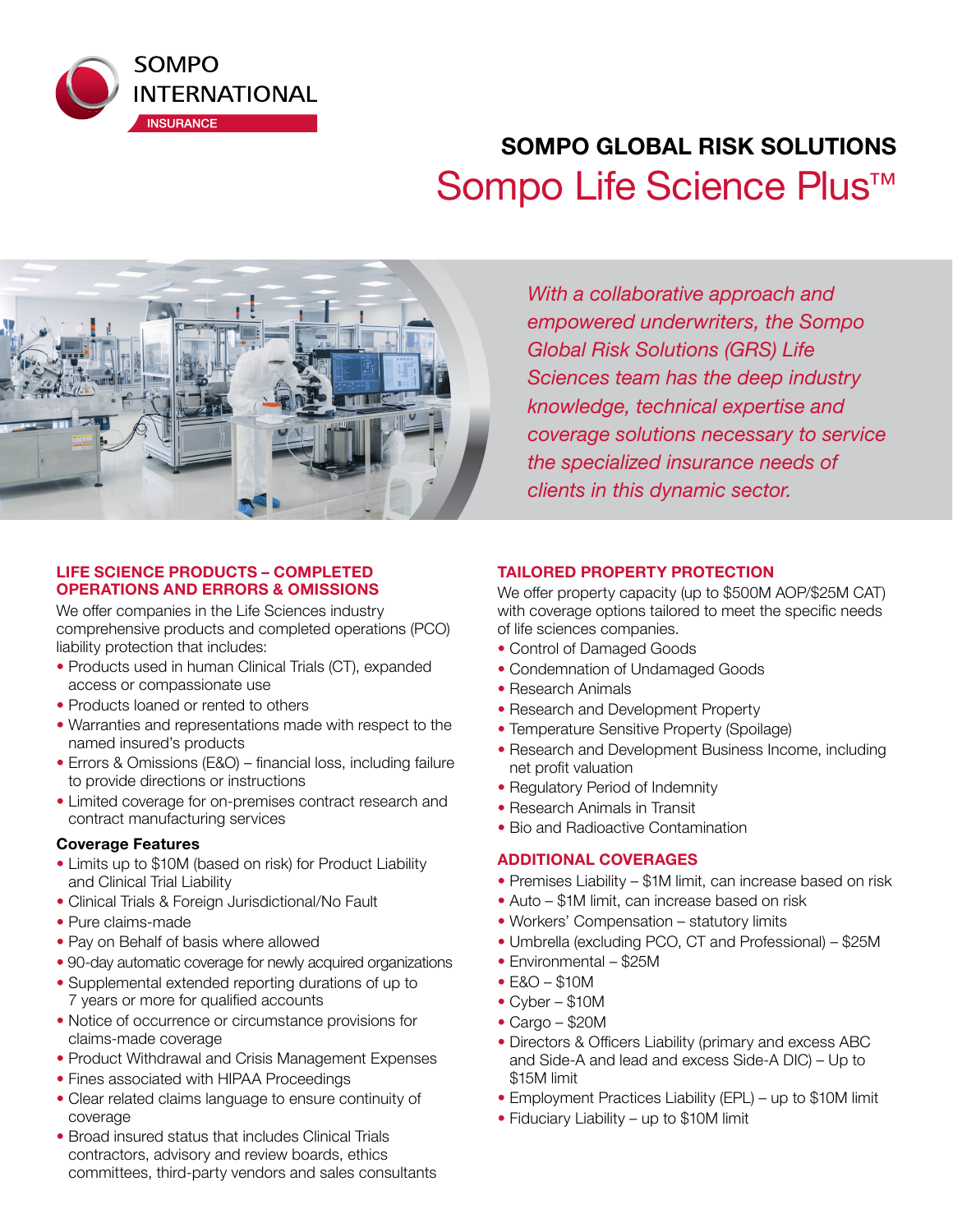SOMPO INTERNATIONAL

INSURANCE

## SOMPO GLOBAL RISK SOLUTIONS

# Sompo Life Science Plus™

*With a collaborative approach and empowered underwriters, the Sompo Global Risk Solutions (GRS) Life Sciences team has the deep industry knowledge, technical expertise and coverage solutions necessary to service the specialized insurance needs of clients in this dynamic sector.*

### LIFE SCIENCE PRODUCTS – COMPLETED OPERATIONS AND ERRORS & OMISSIONS

We offer companies in the Life Sciences industry comprehensive products and completed operations (PCO) liability protection that includes:

- Products used in human Clinical Trials (CT), expanded access or compassionate use
- Products loaned or rented to others
- Warranties and representations made with respect to the named insured's products
- Errors & Omissions (E&O) – financial loss, including failure to provide directions or instructions
- Limited coverage for on-premises contract research and contract manufacturing services

**Coverage Features**

- Limits up to $10M (based on risk) for Product Liability and Clinical Trial Liability
- Clinical Trials & Foreign Jurisdictional/No Fault
- Pure claims-made
- Pay on Behalf of basis where allowed
- 90-day automatic coverage for newly acquired organizations
- Supplemental extended reporting durations of up to 7 years or more for qualified accounts
- Notice of occurrence or circumstance provisions for claims-made coverage
- Product Withdrawal and Crisis Management Expenses
- Fines associated with HIPAA Proceedings
- Clear related claims language to ensure continuity of coverage
- Broad insured status that includes Clinical Trials contractors, advisory and review boards, ethics committees, third-party vendors and sales consultants

### TAILORED PROPERTY PROTECTION

We offer property capacity (up to $500M AOP/$25M CAT) with coverage options tailored to meet the specific needs of life sciences companies.

- Control of Damaged Goods
- Condemnation of Undamaged Goods
- Research Animals
- Research and Development Property
- Temperature Sensitive Property (Spoilage)
- Research and Development Business Income, including net profit valuation
- Regulatory Period of Indemnity
- Research Animals in Transit
- Bio and Radioactive Contamination

### ADDITIONAL COVERAGES

- Premises Liability – $1M limit, can increase based on risk
- Auto – $1M limit, can increase based on risk
- Workers' Compensation – statutory limits
- Umbrella (excluding PCO, CT and Professional) – $25M
- Environmental – $25M
- E&O – $10M
- Cyber – $10M
- Cargo – $20M
- Directors & Officers Liability (primary and excess ABC and Side-A and lead and excess Side-A DIC) – Up to $15M limit
- Employment Practices Liability (EPL) – up to $10M limit
- Fiduciary Liability – up to $10M limit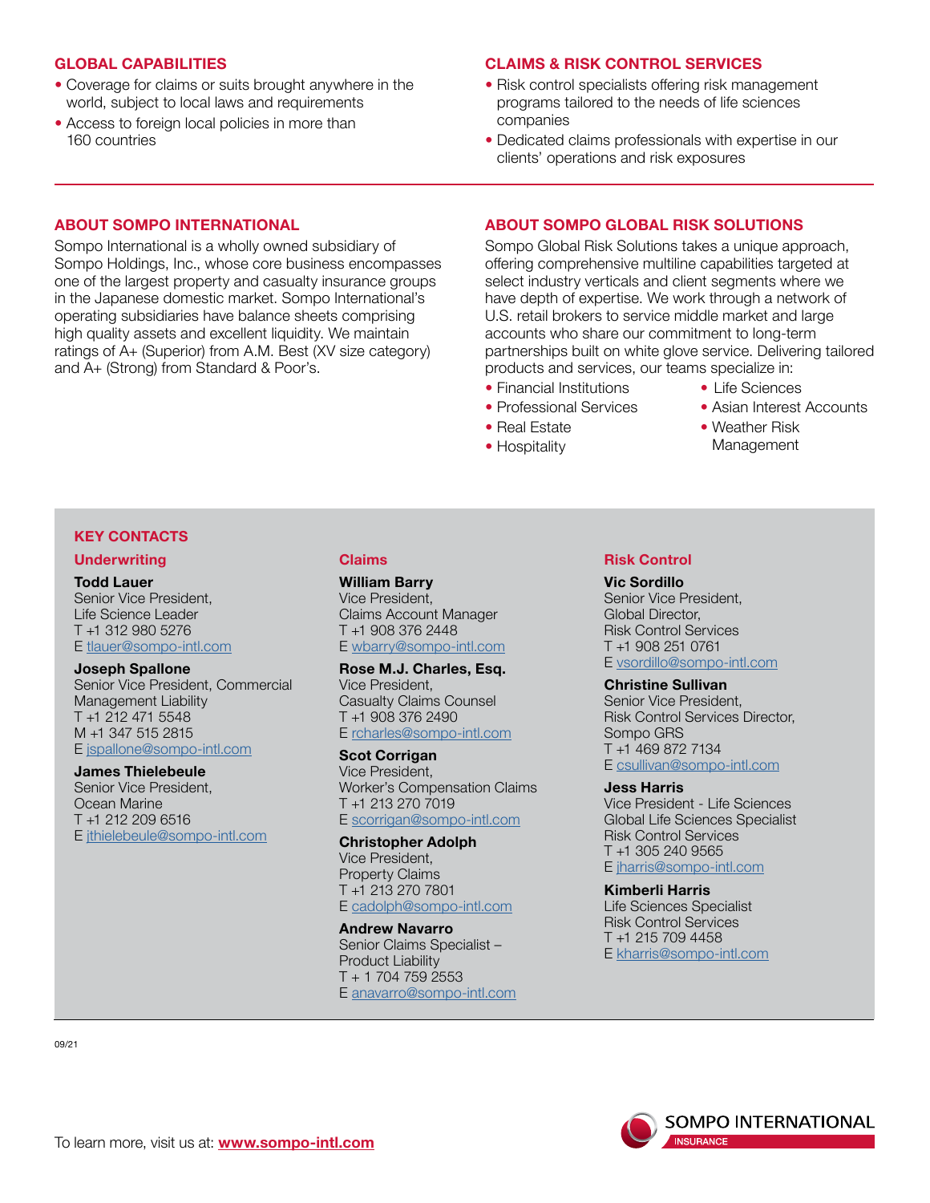## GLOBAL CAPABILITIES

- Coverage for claims or suits brought anywhere in the world, subject to local laws and requirements
- Access to foreign local policies in more than 160 countries

## CLAIMS & RISK CONTROL SERVICES

- Risk control specialists offering risk management programs tailored to the needs of life sciences companies
- Dedicated claims professionals with expertise in our clients' operations and risk exposures

## ABOUT SOMPO INTERNATIONAL

Sompo International is a wholly owned subsidiary of Sompo Holdings, Inc., whose core business encompasses one of the largest property and casualty insurance groups in the Japanese domestic market. Sompo International's operating subsidiaries have balance sheets comprising high quality assets and excellent liquidity. We maintain ratings of A+ (Superior) from A.M. Best (XV size category) and A+ (Strong) from Standard & Poor's.

## ABOUT SOMPO GLOBAL RISK SOLUTIONS

Sompo Global Risk Solutions takes a unique approach, offering comprehensive multiline capabilities targeted at select industry verticals and client segments where we have depth of expertise. We work through a network of U.S. retail brokers to service middle market and large accounts who share our commitment to long-term partnerships built on white glove service. Delivering tailored products and services, our teams specialize in:

- Financial Institutions
- Professional Services
- Real Estate
- Hospitality
- Life Sciences
- Asian Interest Accounts
- Weather Risk Management

## KEY CONTACTS

### Underwriting

**Todd Lauer**
Senior Vice President,
Life Science Leader
T +1 312 980 5276
E tlauer@sompo-intl.com

**Joseph Spallone**
Senior Vice President, Commercial Management Liability
T +1 212 471 5548
M +1 347 515 2815
E jspallone@sompo-intl.com

**James Thielebeule**
Senior Vice President,
Ocean Marine
T +1 212 209 6516
E jthielebeule@sompo-intl.com

### Claims

**William Barry**
Vice President,
Claims Account Manager
T +1 908 376 2448
E wbarry@sompo-intl.com

**Rose M.J. Charles, Esq.**
Vice President,
Casualty Claims Counsel
T +1 908 376 2490
E rcharles@sompo-intl.com

**Scot Corrigan**
Vice President,
Worker's Compensation Claims
T +1 213 270 7019
E scorrigan@sompo-intl.com

**Christopher Adolph**
Vice President,
Property Claims
T +1 213 270 7801
E cadolph@sompo-intl.com

**Andrew Navarro**
Senior Claims Specialist –
Product Liability
T + 1 704 759 2553
E anavarro@sompo-intl.com

### Risk Control

**Vic Sordillo**
Senior Vice President,
Global Director,
Risk Control Services
T +1 908 251 0761
E vsordillo@sompo-intl.com

**Christine Sullivan**
Senior Vice President,
Risk Control Services Director,
Sompo GRS
T +1 469 872 7134
E csullivan@sompo-intl.com

**Jess Harris**
Vice President - Life Sciences
Global Life Sciences Specialist
Risk Control Services
T +1 305 240 9565
E jharris@sompo-intl.com

**Kimberli Harris**
Life Sciences Specialist
Risk Control Services
T +1 215 709 4458
E kharris@sompo-intl.com

09/21

To learn more, visit us at: **www.sompo-intl.com**

SOMPO INTERNATIONAL
INSURANCE